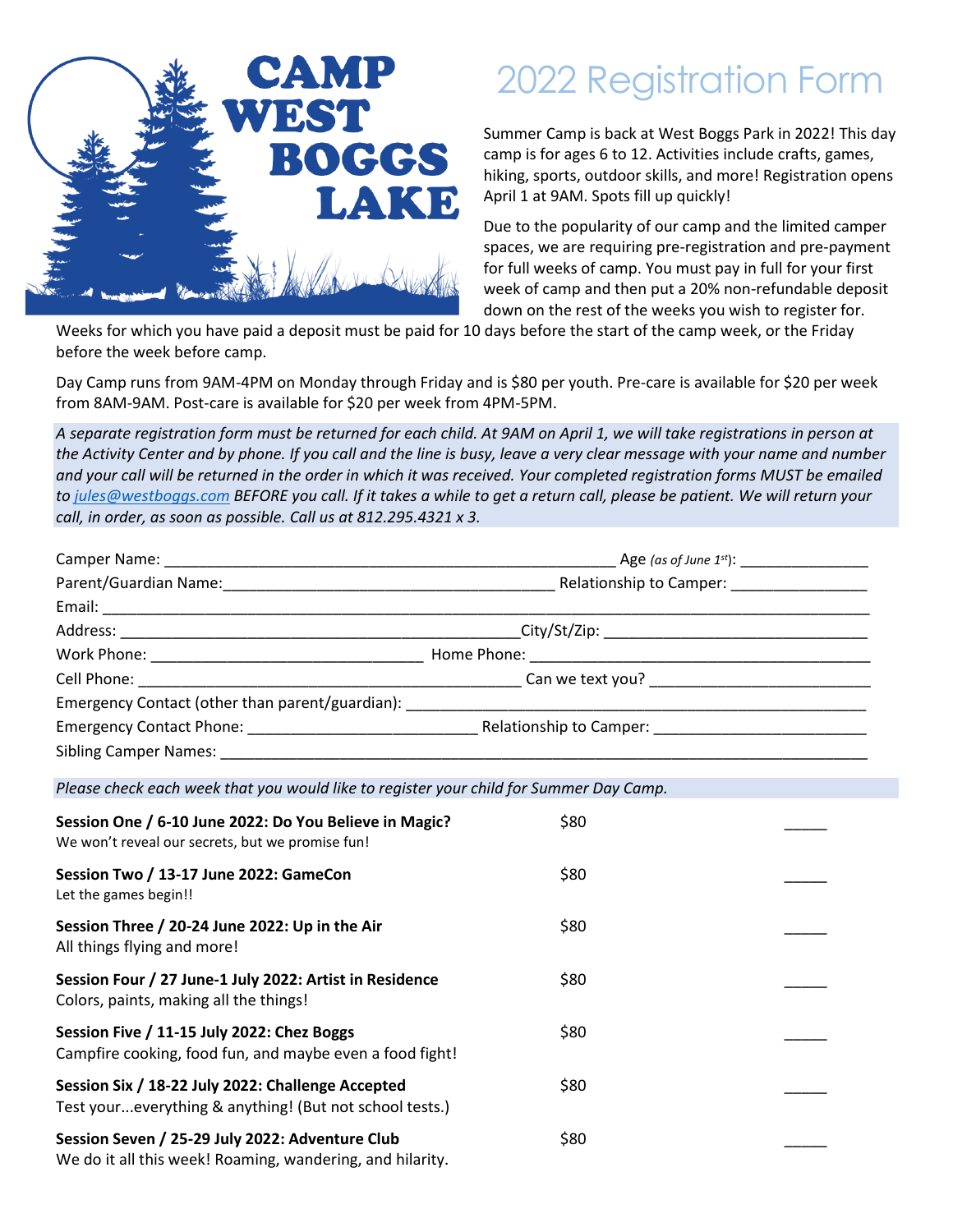# CAMP WEST BOGGS LAKE

# 2022 Registration Form

Summer Camp is back at West Boggs Park in 2022! This day camp is for ages 6 to 12. Activities include crafts, games, hiking, sports, outdoor skills, and more! Registration opens April 1 at 9AM. Spots fill up quickly!

Due to the popularity of our camp and the limited camper spaces, we are requiring pre-registration and pre-payment for full weeks of camp. You must pay in full for your first week of camp and then put a 20% non-refundable deposit down on the rest of the weeks you wish to register for. Weeks for which you have paid a deposit must be paid for 10 days before the start of the camp week, or the Friday before the week before camp.

Day Camp runs from 9AM-4PM on Monday through Friday and is $80 per youth. Pre-care is available for $20 per week from 8AM-9AM. Post-care is available for $20 per week from 4PM-5PM.

*A separate registration form must be returned for each child. At 9AM on April 1, we will take registrations in person at the Activity Center and by phone. If you call and the line is busy, leave a very clear message with your name and number and your call will be returned in the order in which it was received. Your completed registration forms MUST be emailed to jules@westboggs.com BEFORE you call. If it takes a while to get a return call, please be patient. We will return your call, in order, as soon as possible. Call us at 812.295.4321 x 3.*

Camper Name: ______________________________ Age *(as of June 1st)*: ____________

Parent/Guardian Name: ______________________________ Relationship to Camper: ____________

Email: ______________________________________________________________

Address: ______________________________ City/St/Zip: ______________________

Work Phone: ______________________ Home Phone: ______________________

Cell Phone: ______________________________ Can we text you? ________________

Emergency Contact (other than parent/guardian): ______________________________

Emergency Contact Phone: ____________________ Relationship to Camper: ________________

Sibling Camper Names: ______________________________________________________

*Please check each week that you would like to register your child for Summer Day Camp.*

| Session | Price | |
|---|---|---|
| **Session One / 6-10 June 2022: Do You Believe in Magic?** We won't reveal our secrets, but we promise fun! | $80 | _____ |
| **Session Two / 13-17 June 2022: GameCon** Let the games begin!! | $80 | _____ |
| **Session Three / 20-24 June 2022: Up in the Air** All things flying and more! | $80 | _____ |
| **Session Four / 27 June-1 July 2022: Artist in Residence** Colors, paints, making all the things! | $80 | _____ |
| **Session Five / 11-15 July 2022: Chez Boggs** Campfire cooking, food fun, and maybe even a food fight! | $80 | _____ |
| **Session Six / 18-22 July 2022: Challenge Accepted** Test your...everything & anything! (But not school tests.) | $80 | _____ |
| **Session Seven / 25-29 July 2022: Adventure Club** We do it all this week! Roaming, wandering, and hilarity. | $80 | _____ |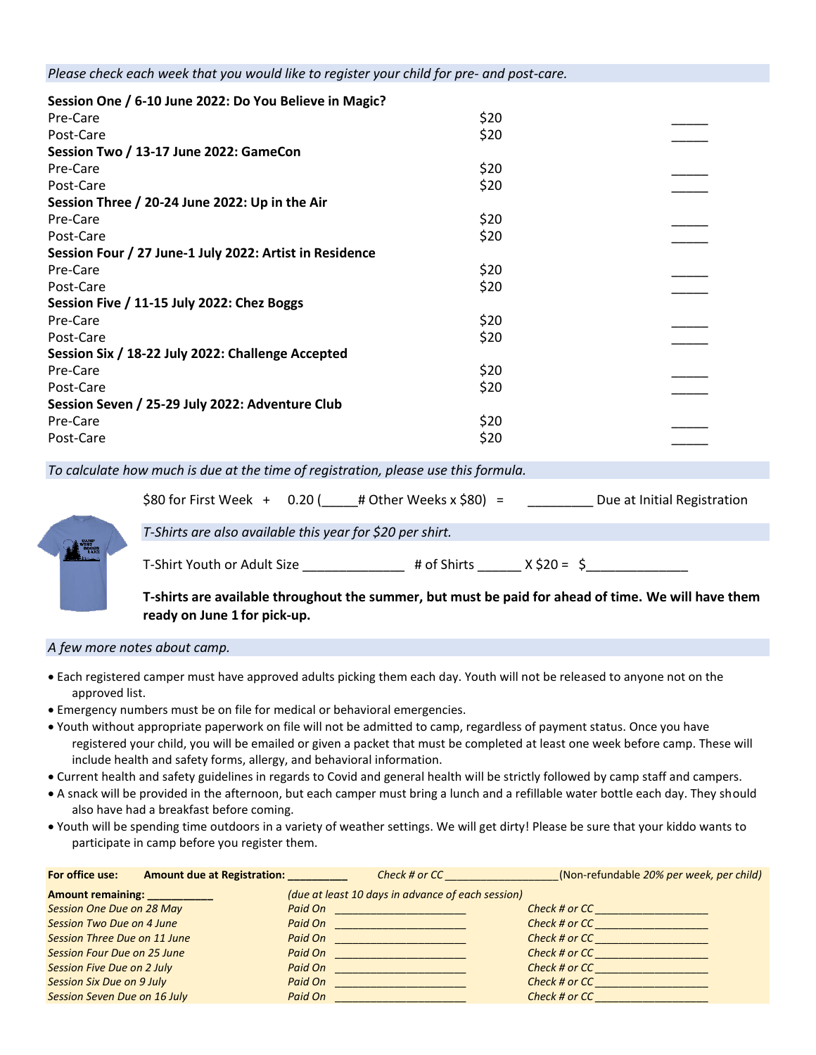*Please check each week that you would like to register your child for pre- and post-care.*

| | | |
|---|---|---|
| **Session One / 6-10 June 2022: Do You Believe in Magic?** | | |
| Pre-Care | $20 | _____ |
| Post-Care | $20 | _____ |
| **Session Two / 13-17 June 2022: GameCon** | | |
| Pre-Care | $20 | _____ |
| Post-Care | $20 | _____ |
| **Session Three / 20-24 June 2022: Up in the Air** | | |
| Pre-Care | $20 | _____ |
| Post-Care | $20 | _____ |
| **Session Four / 27 June-1 July 2022: Artist in Residence** | | |
| Pre-Care | $20 | _____ |
| Post-Care | $20 | _____ |
| **Session Five / 11-15 July 2022: Chez Boggs** | | |
| Pre-Care | $20 | _____ |
| Post-Care | $20 | _____ |
| **Session Six / 18-22 July 2022: Challenge Accepted** | | |
| Pre-Care | $20 | _____ |
| Post-Care | $20 | _____ |
| **Session Seven / 25-29 July 2022: Adventure Club** | | |
| Pre-Care | $20 | _____ |
| Post-Care | $20 | _____ |

*To calculate how much is due at the time of registration, please use this formula.*

$80 for First Week + 0.20 (_____# Other Weeks x $80) = _________ Due at Initial Registration

*T-Shirts are also available this year for $20 per shirt.*

T-Shirt Youth or Adult Size ______________ # of Shirts ______ X $20 = $______________

**T-shirts are available throughout the summer, but must be paid for ahead of time. We will have them ready on June 1 for pick-up.**

*A few more notes about camp.*

- Each registered camper must have approved adults picking them each day. Youth will not be released to anyone not on the approved list.
- Emergency numbers must be on file for medical or behavioral emergencies.
- Youth without appropriate paperwork on file will not be admitted to camp, regardless of payment status. Once you have registered your child, you will be emailed or given a packet that must be completed at least one week before camp. These will include health and safety forms, allergy, and behavioral information.
- Current health and safety guidelines in regards to Covid and general health will be strictly followed by camp staff and campers.
- A snack will be provided in the afternoon, but each camper must bring a lunch and a refillable water bottle each day. They should also have had a breakfast before coming.
- Youth will be spending time outdoors in a variety of weather settings. We will get dirty! Please be sure that your kiddo wants to participate in camp before you register them.

**For office use:** **Amount due at Registration:** _________ *Check # or CC* __________________ (Non-refundable *20% per week, per child*)

| **Amount remaining:** ___________ | *(due at least 10 days in advance of each session)* | |
|---|---|---|
| *Session One Due on 28 May* | *Paid On* ____________________ | *Check # or CC* __________________ |
| *Session Two Due on 4 June* | *Paid On* ____________________ | *Check # or CC* __________________ |
| *Session Three Due on 11 June* | *Paid On* ____________________ | *Check # or CC* __________________ |
| *Session Four Due on 25 June* | *Paid On* ____________________ | *Check # or CC* __________________ |
| *Session Five Due on 2 July* | *Paid On* ____________________ | *Check # or CC* __________________ |
| *Session Six Due on 9 July* | *Paid On* ____________________ | *Check # or CC* __________________ |
| *Session Seven Due on 16 July* | *Paid On* ____________________ | *Check # or CC* __________________ |